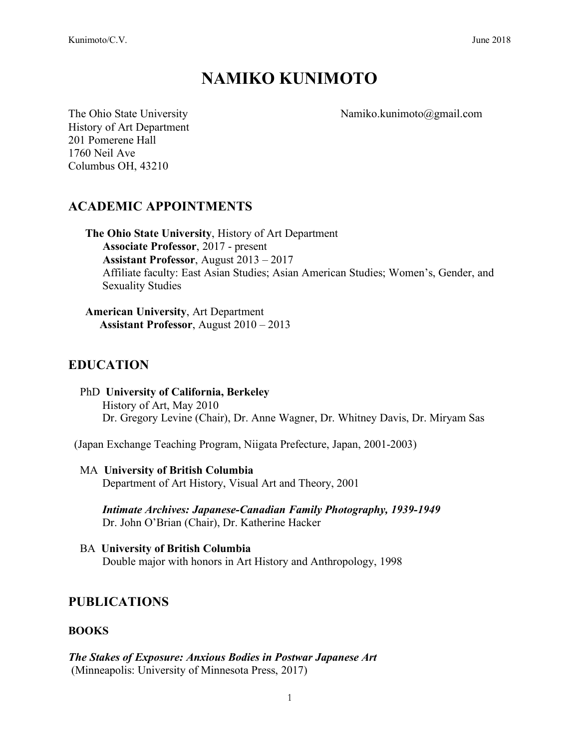# NAMIKO KUNIMOTO

The Ohio State University
History of Art Department
201 Pomerene Hall
1760 Neil Ave
Columbus OH, 43210

Namiko.kunimoto@gmail.com

## ACADEMIC APPOINTMENTS

**The Ohio State University**, History of Art Department
**Associate Professor**, 2017 - present
**Assistant Professor**, August 2013 – 2017
Affiliate faculty: East Asian Studies; Asian American Studies; Women's, Gender, and Sexuality Studies

**American University**, Art Department
**Assistant Professor**, August 2010 – 2013

## EDUCATION

PhD **University of California, Berkeley**
History of Art, May 2010
Dr. Gregory Levine (Chair), Dr. Anne Wagner, Dr. Whitney Davis, Dr. Miryam Sas

(Japan Exchange Teaching Program, Niigata Prefecture, Japan, 2001-2003)

MA **University of British Columbia**
Department of Art History, Visual Art and Theory, 2001

***Intimate Archives: Japanese-Canadian Family Photography, 1939-1949***
Dr. John O'Brian (Chair), Dr. Katherine Hacker

BA **University of British Columbia**
Double major with honors in Art History and Anthropology, 1998

## PUBLICATIONS

### BOOKS

***The Stakes of Exposure: Anxious Bodies in Postwar Japanese Art***
(Minneapolis: University of Minnesota Press, 2017)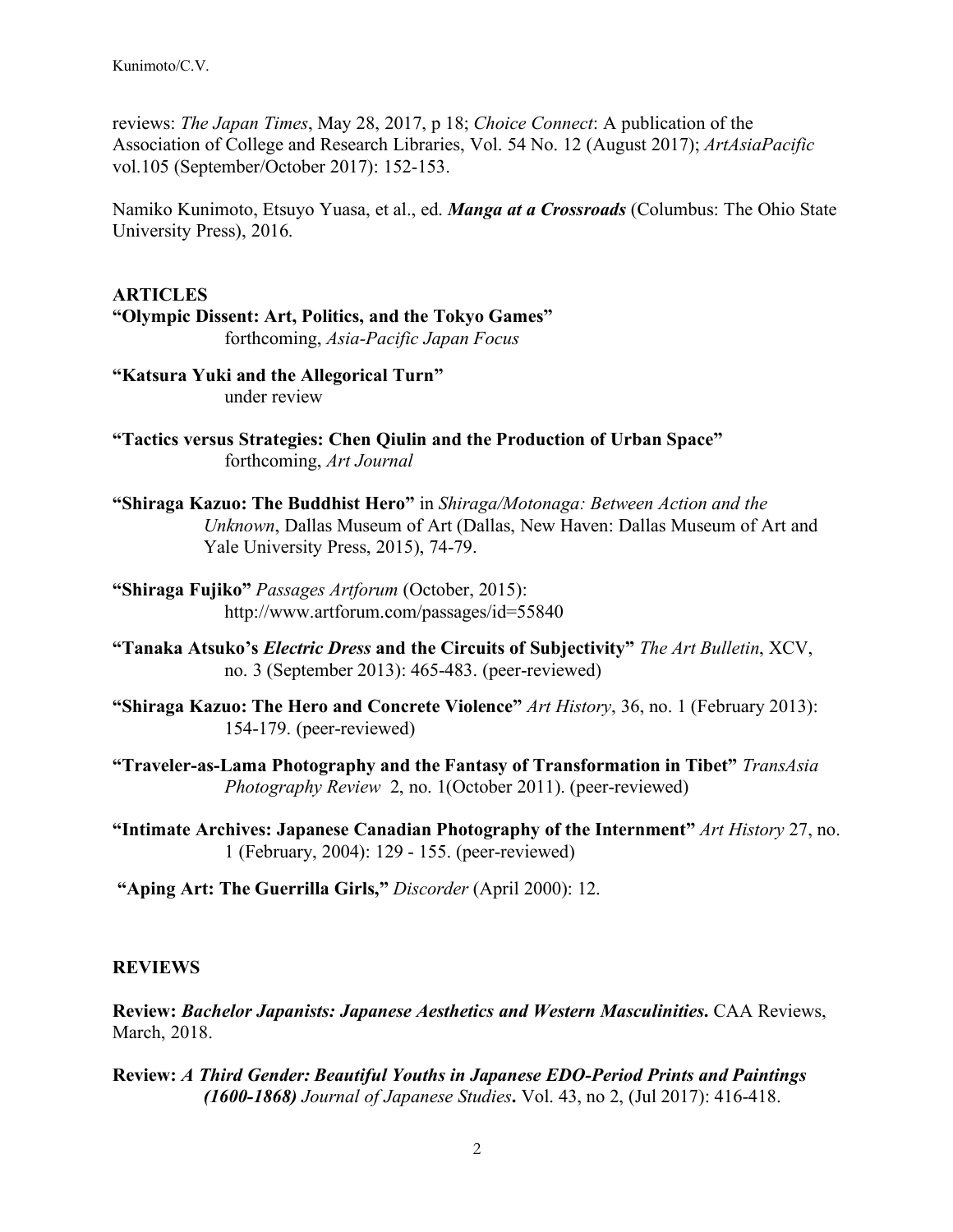reviews: *The Japan Times*, May 28, 2017, p 18; *Choice Connect*: A publication of the Association of College and Research Libraries, Vol. 54 No. 12 (August 2017); *ArtAsiaPacific* vol.105 (September/October 2017): 152-153.

Namiko Kunimoto, Etsuyo Yuasa, et al., ed. ***Manga at a Crossroads*** (Columbus: The Ohio State University Press), 2016.

## ARTICLES

**"Olympic Dissent: Art, Politics, and the Tokyo Games"**
forthcoming, *Asia-Pacific Japan Focus*

**"Katsura Yuki and the Allegorical Turn"**
under review

**"Tactics versus Strategies: Chen Qiulin and the Production of Urban Space"**
forthcoming, *Art Journal*

**"Shiraga Kazuo: The Buddhist Hero"** in *Shiraga/Motonaga: Between Action and the Unknown*, Dallas Museum of Art (Dallas, New Haven: Dallas Museum of Art and Yale University Press, 2015), 74-79.

**"Shiraga Fujiko"** *Passages Artforum* (October, 2015): http://www.artforum.com/passages/id=55840

**"Tanaka Atsuko's *Electric Dress* and the Circuits of Subjectivity"** *The Art Bulletin*, XCV, no. 3 (September 2013): 465-483. (peer-reviewed)

**"Shiraga Kazuo: The Hero and Concrete Violence"** *Art History*, 36, no. 1 (February 2013): 154-179. (peer-reviewed)

**"Traveler-as-Lama Photography and the Fantasy of Transformation in Tibet"** *TransAsia Photography Review* 2, no. 1(October 2011). (peer-reviewed)

**"Intimate Archives: Japanese Canadian Photography of the Internment"** *Art History* 27, no. 1 (February, 2004): 129 - 155. (peer-reviewed)

**"Aping Art: The Guerrilla Girls,"** *Discorder* (April 2000): 12.

## REVIEWS

**Review: *Bachelor Japanists: Japanese Aesthetics and Western Masculinities*.** CAA Reviews, March, 2018.

**Review: *A Third Gender: Beautiful Youths in Japanese EDO-Period Prints and Paintings (1600-1868)* *Journal of Japanese Studies*.** Vol. 43, no 2, (Jul 2017): 416-418.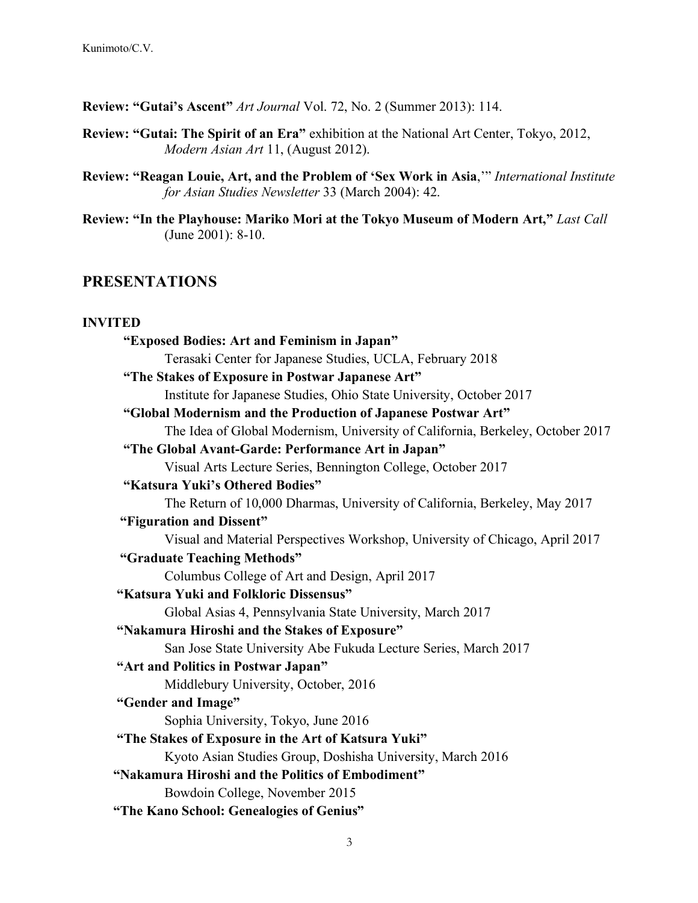**Review: "Gutai's Ascent"** *Art Journal* Vol. 72, No. 2 (Summer 2013): 114.

**Review: "Gutai: The Spirit of an Era"** exhibition at the National Art Center, Tokyo, 2012, *Modern Asian Art* 11, (August 2012).

**Review: "Reagan Louie, Art, and the Problem of 'Sex Work in Asia**,'" *International Institute for Asian Studies Newsletter* 33 (March 2004): 42.

**Review: "In the Playhouse: Mariko Mori at the Tokyo Museum of Modern Art,"** *Last Call* (June 2001): 8-10.

## PRESENTATIONS

### INVITED

**"Exposed Bodies: Art and Feminism in Japan"**
Terasaki Center for Japanese Studies, UCLA, February 2018

**"The Stakes of Exposure in Postwar Japanese Art"**
Institute for Japanese Studies, Ohio State University, October 2017

**"Global Modernism and the Production of Japanese Postwar Art"**
The Idea of Global Modernism, University of California, Berkeley, October 2017

**"The Global Avant-Garde: Performance Art in Japan"**
Visual Arts Lecture Series, Bennington College, October 2017

**"Katsura Yuki's Othered Bodies"**
The Return of 10,000 Dharmas, University of California, Berkeley, May 2017

**"Figuration and Dissent"**
Visual and Material Perspectives Workshop, University of Chicago, April 2017

**"Graduate Teaching Methods"**
Columbus College of Art and Design, April 2017

**"Katsura Yuki and Folkloric Dissensus"**
Global Asias 4, Pennsylvania State University, March 2017

**"Nakamura Hiroshi and the Stakes of Exposure"**
San Jose State University Abe Fukuda Lecture Series, March 2017

**"Art and Politics in Postwar Japan"**
Middlebury University, October, 2016

**"Gender and Image"**
Sophia University, Tokyo, June 2016

**"The Stakes of Exposure in the Art of Katsura Yuki"**
Kyoto Asian Studies Group, Doshisha University, March 2016

**"Nakamura Hiroshi and the Politics of Embodiment"**
Bowdoin College, November 2015

**"The Kano School: Genealogies of Genius"**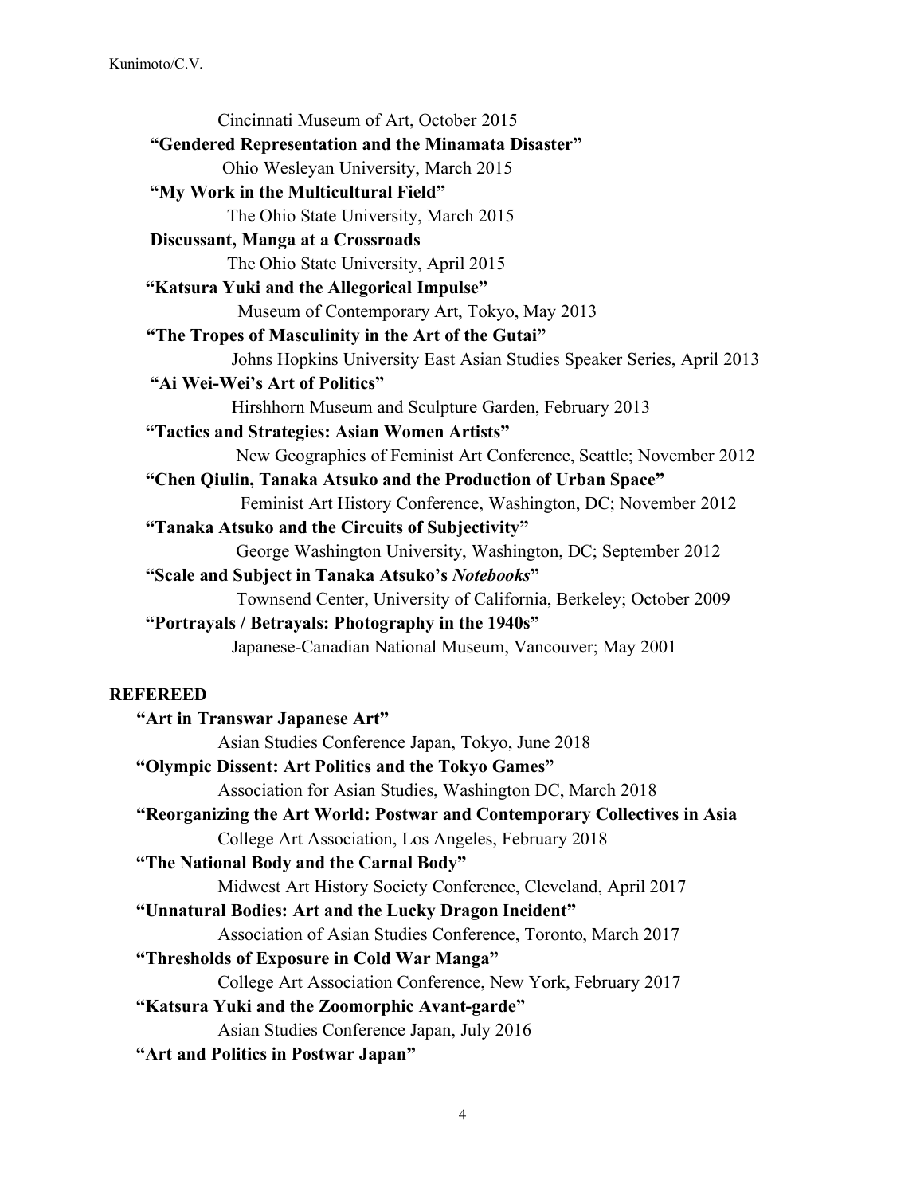Cincinnati Museum of Art, October 2015

**"Gendered Representation and the Minamata Disaster"**
Ohio Wesleyan University, March 2015

**"My Work in the Multicultural Field"**
The Ohio State University, March 2015

**Discussant, Manga at a Crossroads**
The Ohio State University, April 2015

**"Katsura Yuki and the Allegorical Impulse"**
Museum of Contemporary Art, Tokyo, May 2013

**"The Tropes of Masculinity in the Art of the Gutai"**
Johns Hopkins University East Asian Studies Speaker Series, April 2013

**"Ai Wei-Wei's Art of Politics"**
Hirshhorn Museum and Sculpture Garden, February 2013

**"Tactics and Strategies: Asian Women Artists"**
New Geographies of Feminist Art Conference, Seattle; November 2012

**"Chen Qiulin, Tanaka Atsuko and the Production of Urban Space"**
Feminist Art History Conference, Washington, DC; November 2012

**"Tanaka Atsuko and the Circuits of Subjectivity"**
George Washington University, Washington, DC; September 2012

**"Scale and Subject in Tanaka Atsuko's *Notebooks*"**
Townsend Center, University of California, Berkeley; October 2009

**"Portrayals / Betrayals: Photography in the 1940s"**
Japanese-Canadian National Museum, Vancouver; May 2001

## REFEREED

**"Art in Transwar Japanese Art"**
Asian Studies Conference Japan, Tokyo, June 2018

**"Olympic Dissent: Art Politics and the Tokyo Games"**
Association for Asian Studies, Washington DC, March 2018

**"Reorganizing the Art World: Postwar and Contemporary Collectives in Asia**
College Art Association, Los Angeles, February 2018

**"The National Body and the Carnal Body"**
Midwest Art History Society Conference, Cleveland, April 2017

**"Unnatural Bodies: Art and the Lucky Dragon Incident"**
Association of Asian Studies Conference, Toronto, March 2017

**"Thresholds of Exposure in Cold War Manga"**
College Art Association Conference, New York, February 2017

**"Katsura Yuki and the Zoomorphic Avant-garde"**
Asian Studies Conference Japan, July 2016

**"Art and Politics in Postwar Japan"**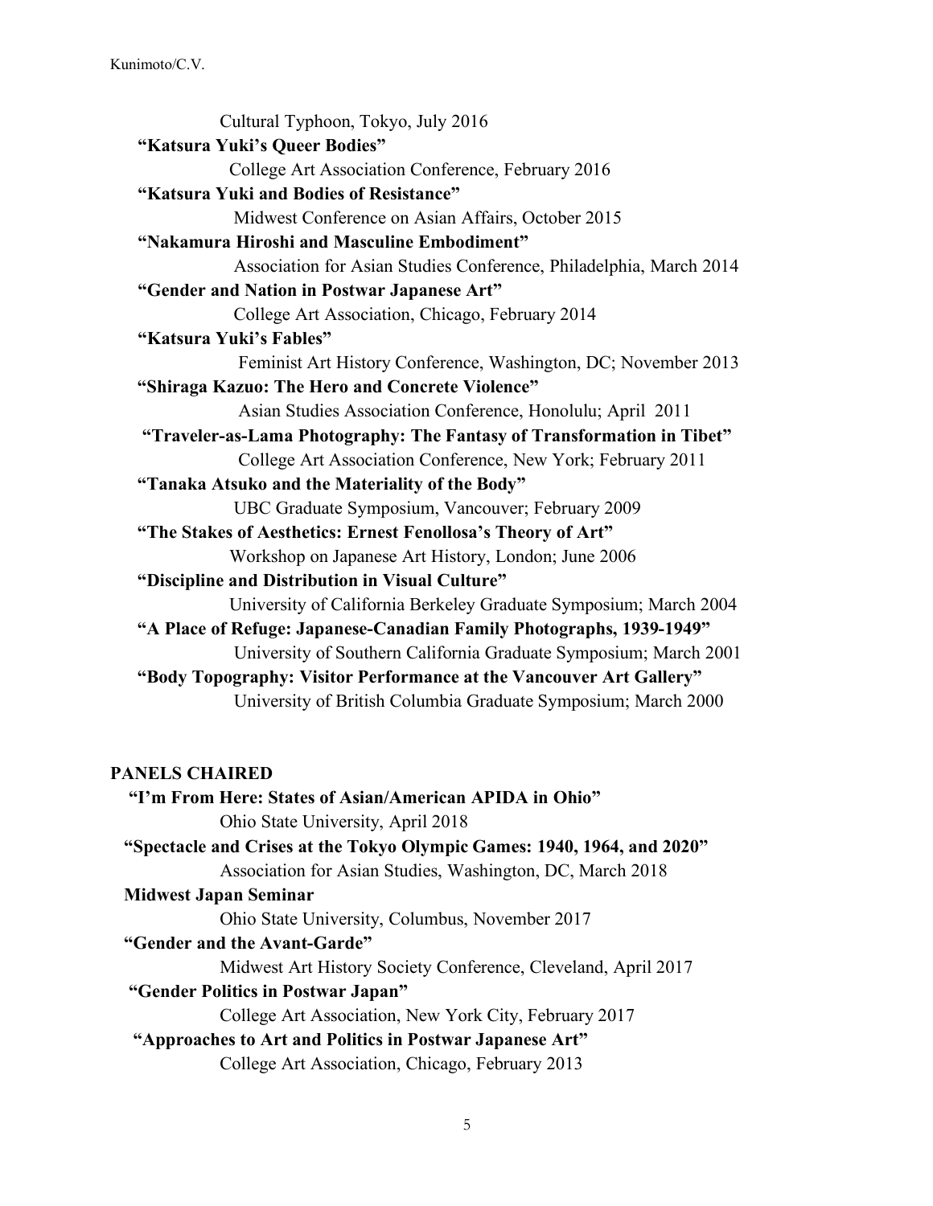Cultural Typhoon, Tokyo, July 2016

**"Katsura Yuki's Queer Bodies"**
College Art Association Conference, February 2016

**"Katsura Yuki and Bodies of Resistance"**
Midwest Conference on Asian Affairs, October 2015

**"Nakamura Hiroshi and Masculine Embodiment"**
Association for Asian Studies Conference, Philadelphia, March 2014

**"Gender and Nation in Postwar Japanese Art"**
College Art Association, Chicago, February 2014

**"Katsura Yuki's Fables"**
Feminist Art History Conference, Washington, DC; November 2013

**"Shiraga Kazuo: The Hero and Concrete Violence"**
Asian Studies Association Conference, Honolulu; April 2011

**"Traveler-as-Lama Photography: The Fantasy of Transformation in Tibet"**
College Art Association Conference, New York; February 2011

**"Tanaka Atsuko and the Materiality of the Body"**
UBC Graduate Symposium, Vancouver; February 2009

**"The Stakes of Aesthetics: Ernest Fenollosa's Theory of Art"**
Workshop on Japanese Art History, London; June 2006

**"Discipline and Distribution in Visual Culture"**
University of California Berkeley Graduate Symposium; March 2004

**"A Place of Refuge: Japanese-Canadian Family Photographs, 1939-1949"**
University of Southern California Graduate Symposium; March 2001

**"Body Topography: Visitor Performance at the Vancouver Art Gallery"**
University of British Columbia Graduate Symposium; March 2000

## PANELS CHAIRED

**"I'm From Here: States of Asian/American APIDA in Ohio"**
Ohio State University, April 2018

**"Spectacle and Crises at the Tokyo Olympic Games: 1940, 1964, and 2020"**
Association for Asian Studies, Washington, DC, March 2018

**Midwest Japan Seminar**
Ohio State University, Columbus, November 2017

**"Gender and the Avant-Garde"**
Midwest Art History Society Conference, Cleveland, April 2017

**"Gender Politics in Postwar Japan"**
College Art Association, New York City, February 2017

**"Approaches to Art and Politics in Postwar Japanese Art"**
College Art Association, Chicago, February 2013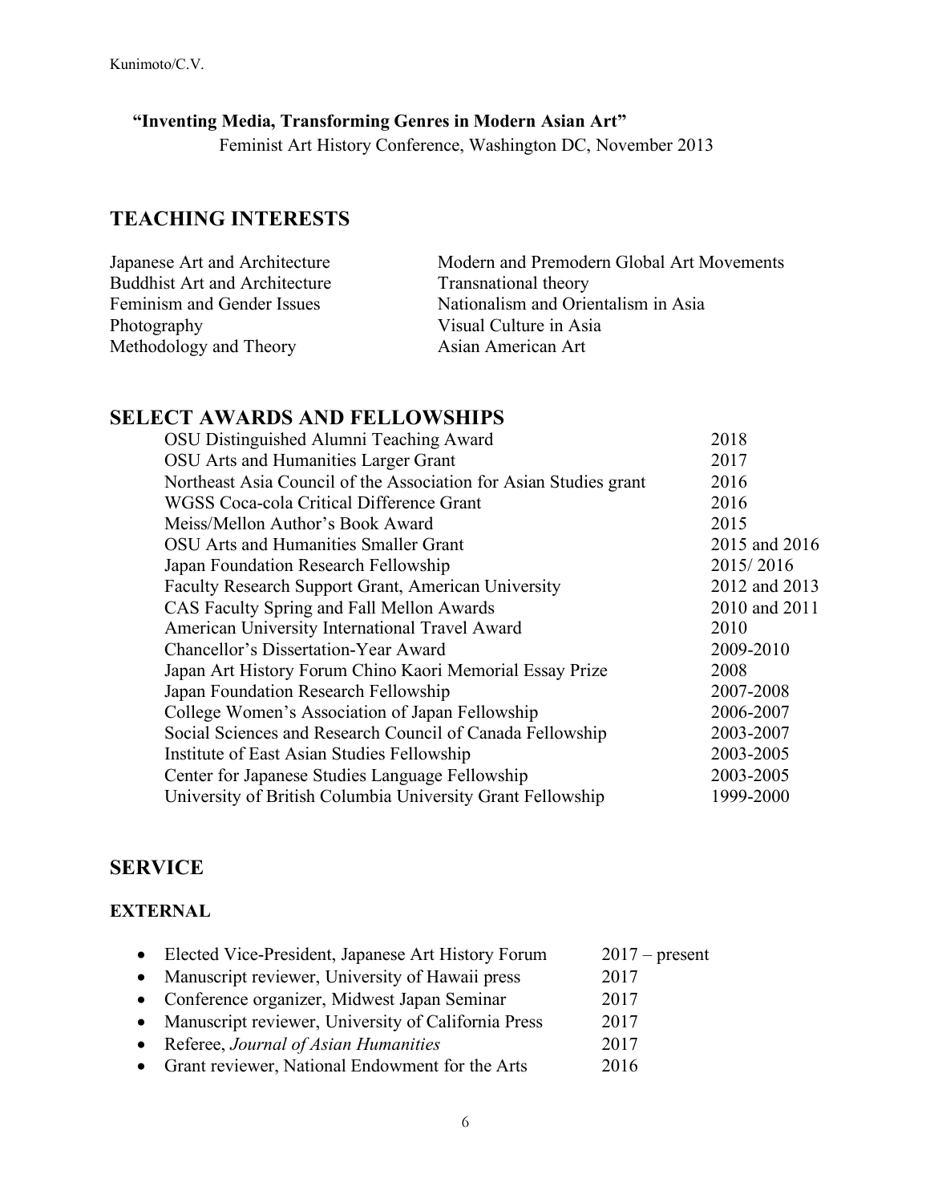**"Inventing Media, Transforming Genres in Modern Asian Art"**
Feminist Art History Conference, Washington DC, November 2013

## TEACHING INTERESTS

| | |
|---|---|
| Japanese Art and Architecture | Modern and Premodern Global Art Movements |
| Buddhist Art and Architecture | Transnational theory |
| Feminism and Gender Issues | Nationalism and Orientalism in Asia |
| Photography | Visual Culture in Asia |
| Methodology and Theory | Asian American Art |

## SELECT AWARDS AND FELLOWSHIPS

| | |
|---|---|
| OSU Distinguished Alumni Teaching Award | 2018 |
| OSU Arts and Humanities Larger Grant | 2017 |
| Northeast Asia Council of the Association for Asian Studies grant | 2016 |
| WGSS Coca-cola Critical Difference Grant | 2016 |
| Meiss/Mellon Author's Book Award | 2015 |
| OSU Arts and Humanities Smaller Grant | 2015 and 2016 |
| Japan Foundation Research Fellowship | 2015/ 2016 |
| Faculty Research Support Grant, American University | 2012 and 2013 |
| CAS Faculty Spring and Fall Mellon Awards | 2010 and 2011 |
| American University International Travel Award | 2010 |
| Chancellor's Dissertation-Year Award | 2009-2010 |
| Japan Art History Forum Chino Kaori Memorial Essay Prize | 2008 |
| Japan Foundation Research Fellowship | 2007-2008 |
| College Women's Association of Japan Fellowship | 2006-2007 |
| Social Sciences and Research Council of Canada Fellowship | 2003-2007 |
| Institute of East Asian Studies Fellowship | 2003-2005 |
| Center for Japanese Studies Language Fellowship | 2003-2005 |
| University of British Columbia University Grant Fellowship | 1999-2000 |

## SERVICE

### EXTERNAL

- Elected Vice-President, Japanese Art History Forum — 2017 – present
- Manuscript reviewer, University of Hawaii press — 2017
- Conference organizer, Midwest Japan Seminar — 2017
- Manuscript reviewer, University of California Press — 2017
- Referee, *Journal of Asian Humanities* — 2017
- Grant reviewer, National Endowment for the Arts — 2016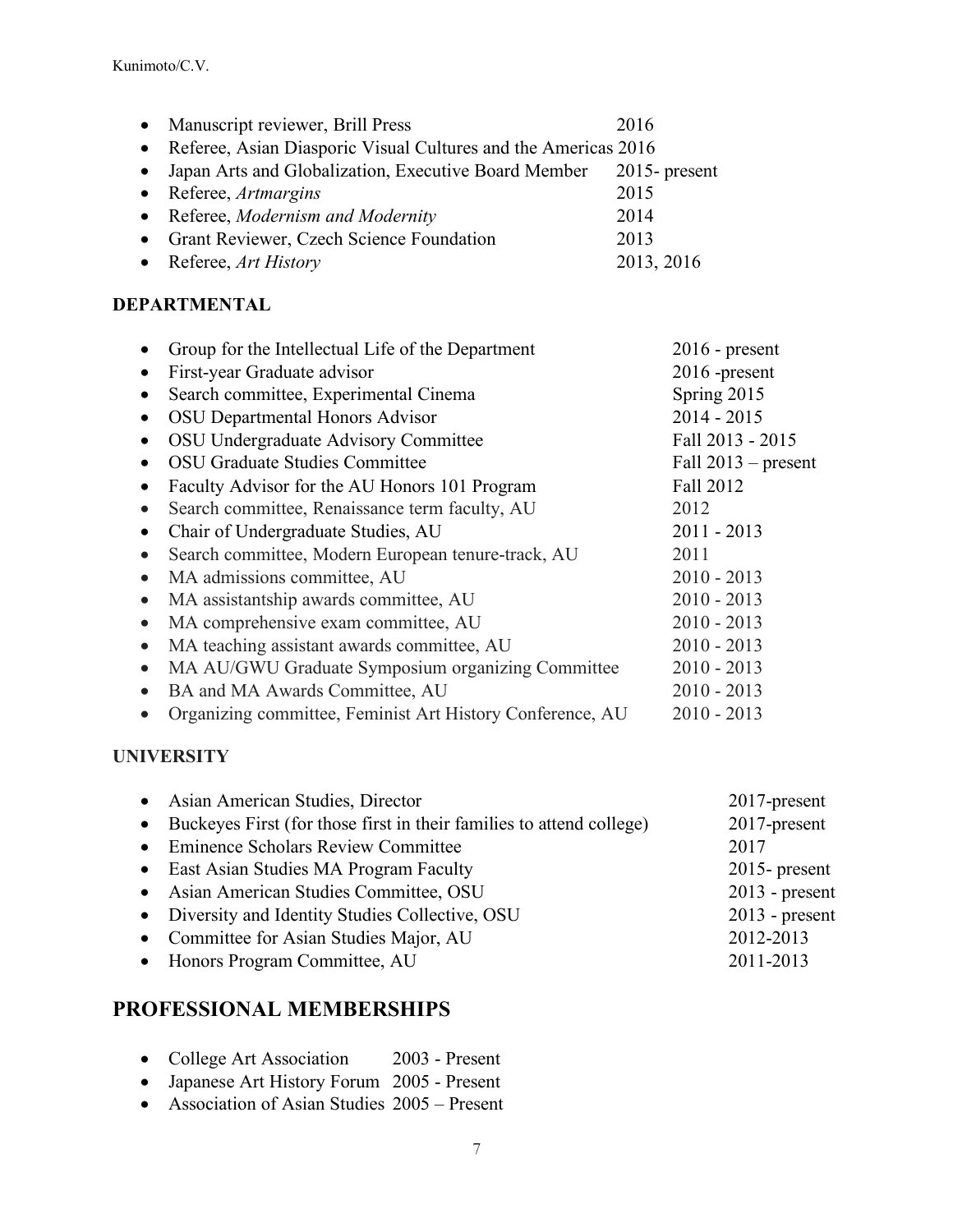- Manuscript reviewer, Brill Press 2016
- Referee, Asian Diasporic Visual Cultures and the Americas 2016
- Japan Arts and Globalization, Executive Board Member 2015- present
- Referee, *Artmargins* 2015
- Referee, *Modernism and Modernity* 2014
- Grant Reviewer, Czech Science Foundation 2013
- Referee, *Art History* 2013, 2016

### DEPARTMENTAL

- Group for the Intellectual Life of the Department 2016 - present
- First-year Graduate advisor 2016 -present
- Search committee, Experimental Cinema Spring 2015
- OSU Departmental Honors Advisor 2014 - 2015
- OSU Undergraduate Advisory Committee Fall 2013 - 2015
- OSU Graduate Studies Committee Fall 2013 – present
- Faculty Advisor for the AU Honors 101 Program Fall 2012
- Search committee, Renaissance term faculty, AU 2012
- Chair of Undergraduate Studies, AU 2011 - 2013
- Search committee, Modern European tenure-track, AU 2011
- MA admissions committee, AU 2010 - 2013
- MA assistantship awards committee, AU 2010 - 2013
- MA comprehensive exam committee, AU 2010 - 2013
- MA teaching assistant awards committee, AU 2010 - 2013
- MA AU/GWU Graduate Symposium organizing Committee 2010 - 2013
- BA and MA Awards Committee, AU 2010 - 2013
- Organizing committee, Feminist Art History Conference, AU 2010 - 2013

### UNIVERSITY

- Asian American Studies, Director 2017-present
- Buckeyes First (for those first in their families to attend college) 2017-present
- Eminence Scholars Review Committee 2017
- East Asian Studies MA Program Faculty 2015- present
- Asian American Studies Committee, OSU 2013 - present
- Diversity and Identity Studies Collective, OSU 2013 - present
- Committee for Asian Studies Major, AU 2012-2013
- Honors Program Committee, AU 2011-2013

## PROFESSIONAL MEMBERSHIPS

- College Art Association 2003 - Present
- Japanese Art History Forum 2005 - Present
- Association of Asian Studies 2005 – Present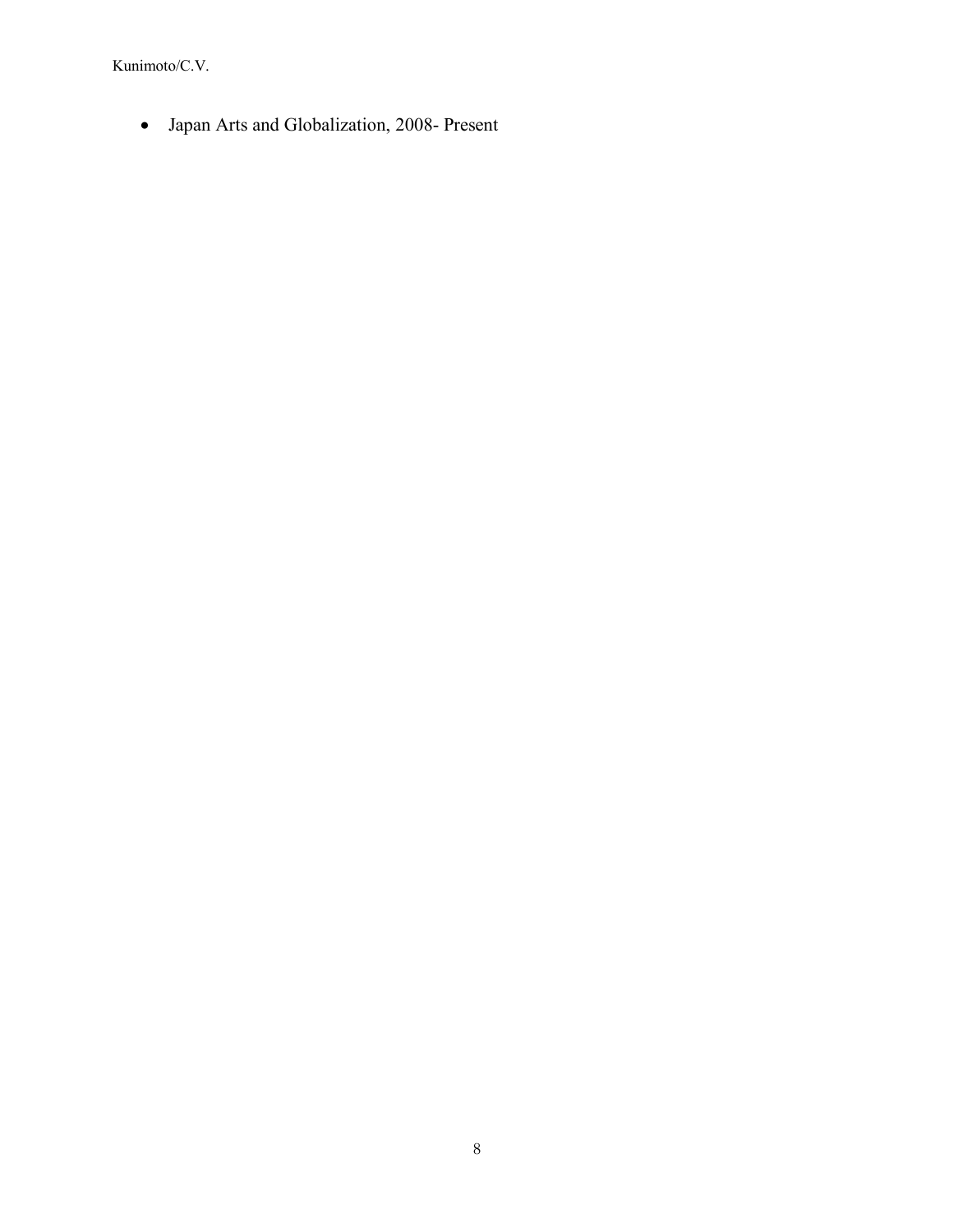- Japan Arts and Globalization, 2008- Present